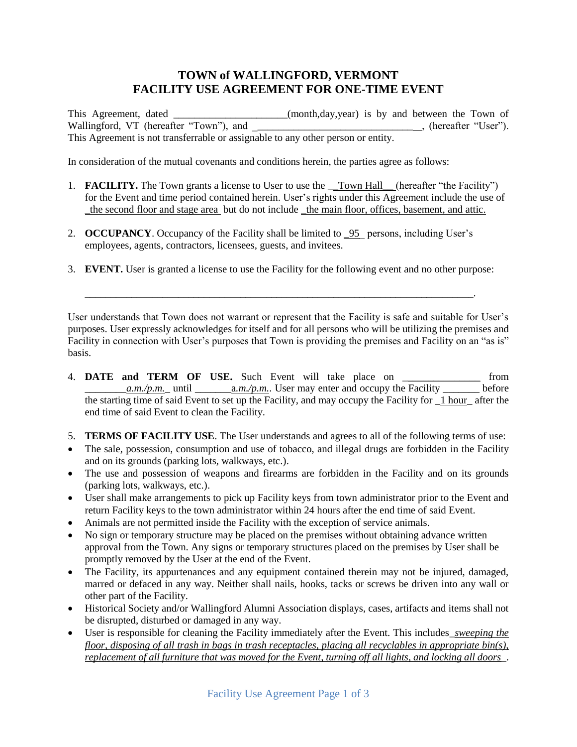# TOWN of WALLINGFORD, VERMONT
## FACILITY USE AGREEMENT FOR ONE-TIME EVENT

This Agreement, dated _____________________(month,day,year) is by and between the Town of Wallingford, VT (hereafter "Town"), and _________________________________, (hereafter "User"). This Agreement is not transferrable or assignable to any other person or entity.

In consideration of the mutual covenants and conditions herein, the parties agree as follows:

1. **FACILITY.** The Town grants a license to User to use the __Town Hall__ (hereafter "the Facility") for the Event and time period contained herein. User's rights under this Agreement include the use of _the second floor and stage area_ but do not include _the main floor, offices, basement, and attic._

2. **OCCUPANCY**. Occupancy of the Facility shall be limited to _95_ persons, including User's employees, agents, contractors, licensees, guests, and invitees.

3. **EVENT.** User is granted a license to use the Facility for the following event and no other purpose:

   ___________________________________________________________________________.

User understands that Town does not warrant or represent that the Facility is safe and suitable for User's purposes. User expressly acknowledges for itself and for all persons who will be utilizing the premises and Facility in connection with User's purposes that Town is providing the premises and Facility on an "as is" basis.

4. **DATE and TERM OF USE.** Such Event will take place on _______________ from ________*a.m./p.m.*_ until _______*a.m./p.m.*. User may enter and occupy the Facility _______ before the starting time of said Event to set up the Facility, and may occupy the Facility for _1 hour_ after the end time of said Event to clean the Facility.

5. **TERMS OF FACILITY USE**. The User understands and agrees to all of the following terms of use:

- The sale, possession, consumption and use of tobacco, and illegal drugs are forbidden in the Facility and on its grounds (parking lots, walkways, etc.).
- The use and possession of weapons and firearms are forbidden in the Facility and on its grounds (parking lots, walkways, etc.).
- User shall make arrangements to pick up Facility keys from town administrator prior to the Event and return Facility keys to the town administrator within 24 hours after the end time of said Event.
- Animals are not permitted inside the Facility with the exception of service animals.
- No sign or temporary structure may be placed on the premises without obtaining advance written approval from the Town. Any signs or temporary structures placed on the premises by User shall be promptly removed by the User at the end of the Event.
- The Facility, its appurtenances and any equipment contained therein may not be injured, damaged, marred or defaced in any way. Neither shall nails, hooks, tacks or screws be driven into any wall or other part of the Facility.
- Historical Society and/or Wallingford Alumni Association displays, cases, artifacts and items shall not be disrupted, disturbed or damaged in any way.
- User is responsible for cleaning the Facility immediately after the Event. This includes_*sweeping the floor, disposing of all trash in bags in trash receptacles, placing all recyclables in appropriate bin(s), replacement of all furniture that was moved for the Event, turning off all lights, and locking all doors*_.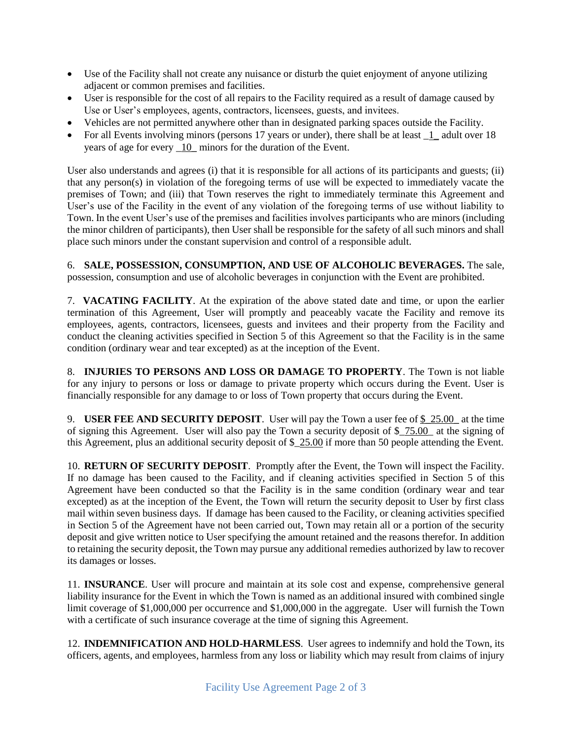- Use of the Facility shall not create any nuisance or disturb the quiet enjoyment of anyone utilizing adjacent or common premises and facilities.
- User is responsible for the cost of all repairs to the Facility required as a result of damage caused by Use or User's employees, agents, contractors, licensees, guests, and invitees.
- Vehicles are not permitted anywhere other than in designated parking spaces outside the Facility.
- For all Events involving minors (persons 17 years or under), there shall be at least _1_ adult over 18 years of age for every _10_ minors for the duration of the Event.

User also understands and agrees (i) that it is responsible for all actions of its participants and guests; (ii) that any person(s) in violation of the foregoing terms of use will be expected to immediately vacate the premises of Town; and (iii) that Town reserves the right to immediately terminate this Agreement and User's use of the Facility in the event of any violation of the foregoing terms of use without liability to Town. In the event User's use of the premises and facilities involves participants who are minors (including the minor children of participants), then User shall be responsible for the safety of all such minors and shall place such minors under the constant supervision and control of a responsible adult.

6. **SALE, POSSESSION, CONSUMPTION, AND USE OF ALCOHOLIC BEVERAGES.** The sale, possession, consumption and use of alcoholic beverages in conjunction with the Event are prohibited.

7. **VACATING FACILITY**. At the expiration of the above stated date and time, or upon the earlier termination of this Agreement, User will promptly and peaceably vacate the Facility and remove its employees, agents, contractors, licensees, guests and invitees and their property from the Facility and conduct the cleaning activities specified in Section 5 of this Agreement so that the Facility is in the same condition (ordinary wear and tear excepted) as at the inception of the Event.

8. **INJURIES TO PERSONS AND LOSS OR DAMAGE TO PROPERTY**. The Town is not liable for any injury to persons or loss or damage to private property which occurs during the Event. User is financially responsible for any damage to or loss of Town property that occurs during the Event.

9. **USER FEE AND SECURITY DEPOSIT**. User will pay the Town a user fee of $_25.00_ at the time of signing this Agreement. User will also pay the Town a security deposit of $_75.00_ at the signing of this Agreement, plus an additional security deposit of $_25.00 if more than 50 people attending the Event.

10. **RETURN OF SECURITY DEPOSIT**. Promptly after the Event, the Town will inspect the Facility. If no damage has been caused to the Facility, and if cleaning activities specified in Section 5 of this Agreement have been conducted so that the Facility is in the same condition (ordinary wear and tear excepted) as at the inception of the Event, the Town will return the security deposit to User by first class mail within seven business days. If damage has been caused to the Facility, or cleaning activities specified in Section 5 of the Agreement have not been carried out, Town may retain all or a portion of the security deposit and give written notice to User specifying the amount retained and the reasons therefor. In addition to retaining the security deposit, the Town may pursue any additional remedies authorized by law to recover its damages or losses.

11. **INSURANCE**. User will procure and maintain at its sole cost and expense, comprehensive general liability insurance for the Event in which the Town is named as an additional insured with combined single limit coverage of $1,000,000 per occurrence and $1,000,000 in the aggregate. User will furnish the Town with a certificate of such insurance coverage at the time of signing this Agreement.

12. **INDEMNIFICATION AND HOLD-HARMLESS**. User agrees to indemnify and hold the Town, its officers, agents, and employees, harmless from any loss or liability which may result from claims of injury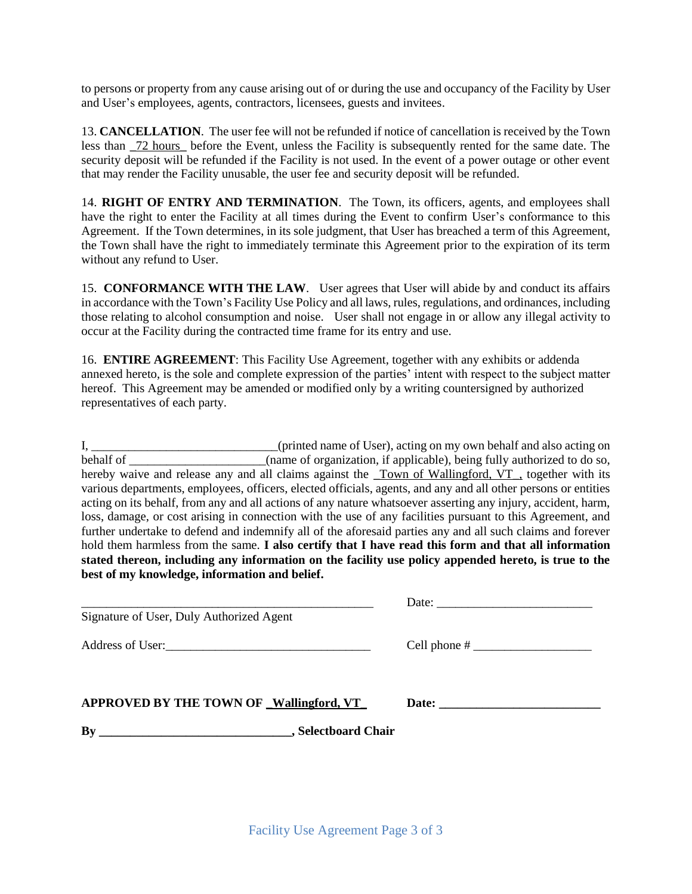to persons or property from any cause arising out of or during the use and occupancy of the Facility by User and User's employees, agents, contractors, licensees, guests and invitees.

13. **CANCELLATION**. The user fee will not be refunded if notice of cancellation is received by the Town less than _72 hours_ before the Event, unless the Facility is subsequently rented for the same date. The security deposit will be refunded if the Facility is not used. In the event of a power outage or other event that may render the Facility unusable, the user fee and security deposit will be refunded.

14. **RIGHT OF ENTRY AND TERMINATION**. The Town, its officers, agents, and employees shall have the right to enter the Facility at all times during the Event to confirm User's conformance to this Agreement. If the Town determines, in its sole judgment, that User has breached a term of this Agreement, the Town shall have the right to immediately terminate this Agreement prior to the expiration of its term without any refund to User.

15. **CONFORMANCE WITH THE LAW**. User agrees that User will abide by and conduct its affairs in accordance with the Town's Facility Use Policy and all laws, rules, regulations, and ordinances, including those relating to alcohol consumption and noise. User shall not engage in or allow any illegal activity to occur at the Facility during the contracted time frame for its entry and use.

16. **ENTIRE AGREEMENT**: This Facility Use Agreement, together with any exhibits or addenda annexed hereto, is the sole and complete expression of the parties' intent with respect to the subject matter hereof. This Agreement may be amended or modified only by a writing countersigned by authorized representatives of each party.

I, _____________________________(printed name of User), acting on my own behalf and also acting on behalf of _____________________(name of organization, if applicable), being fully authorized to do so, hereby waive and release any and all claims against the _Town of Wallingford, VT_, together with its various departments, employees, officers, elected officials, agents, and any and all other persons or entities acting on its behalf, from any and all actions of any nature whatsoever asserting any injury, accident, harm, loss, damage, or cost arising in connection with the use of any facilities pursuant to this Agreement, and further undertake to defend and indemnify all of the aforesaid parties any and all such claims and forever hold them harmless from the same. **I also certify that I have read this form and that all information stated thereon, including any information on the facility use policy appended hereto, is true to the best of my knowledge, information and belief.**

_______________________________________________ Date: ________________________

Signature of User, Duly Authorized Agent

Address of User:________________________________ Cell phone # __________________

**APPROVED BY THE TOWN OF _Wallingford, VT_** **Date: _________________________**

**By ______________________________, Selectboard Chair**